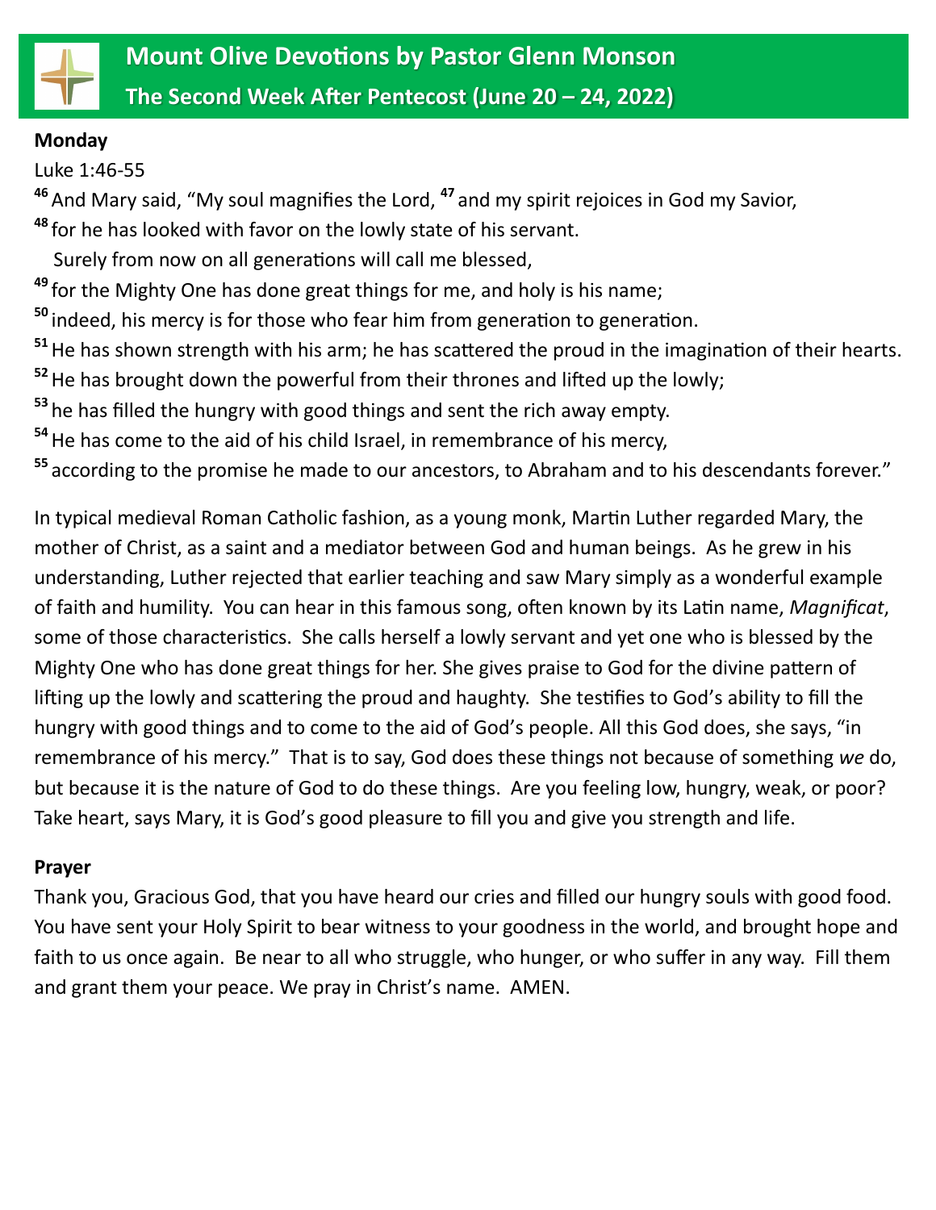# Mount Olive Devotions by Pastor Glenn Monson

## The Second Week After Pentecost (June 20 – 24, 2022)

**Monday**

Luke 1:46-55

[46] And Mary said, "My soul magnifies the Lord, [47] and my spirit rejoices in God my Savior,
[48] for he has looked with favor on the lowly state of his servant.
Surely from now on all generations will call me blessed,
[49] for the Mighty One has done great things for me, and holy is his name;
[50] indeed, his mercy is for those who fear him from generation to generation.
[51] He has shown strength with his arm; he has scattered the proud in the imagination of their hearts.
[52] He has brought down the powerful from their thrones and lifted up the lowly;
[53] he has filled the hungry with good things and sent the rich away empty.
[54] He has come to the aid of his child Israel, in remembrance of his mercy,
[55] according to the promise he made to our ancestors, to Abraham and to his descendants forever."

In typical medieval Roman Catholic fashion, as a young monk, Martin Luther regarded Mary, the mother of Christ, as a saint and a mediator between God and human beings. As he grew in his understanding, Luther rejected that earlier teaching and saw Mary simply as a wonderful example of faith and humility. You can hear in this famous song, often known by its Latin name, *Magnificat*, some of those characteristics. She calls herself a lowly servant and yet one who is blessed by the Mighty One who has done great things for her. She gives praise to God for the divine pattern of lifting up the lowly and scattering the proud and haughty. She testifies to God's ability to fill the hungry with good things and to come to the aid of God's people. All this God does, she says, "in remembrance of his mercy." That is to say, God does these things not because of something *we* do, but because it is the nature of God to do these things. Are you feeling low, hungry, weak, or poor? Take heart, says Mary, it is God's good pleasure to fill you and give you strength and life.

**Prayer**

Thank you, Gracious God, that you have heard our cries and filled our hungry souls with good food. You have sent your Holy Spirit to bear witness to your goodness in the world, and brought hope and faith to us once again. Be near to all who struggle, who hunger, or who suffer in any way. Fill them and grant them your peace. We pray in Christ's name. AMEN.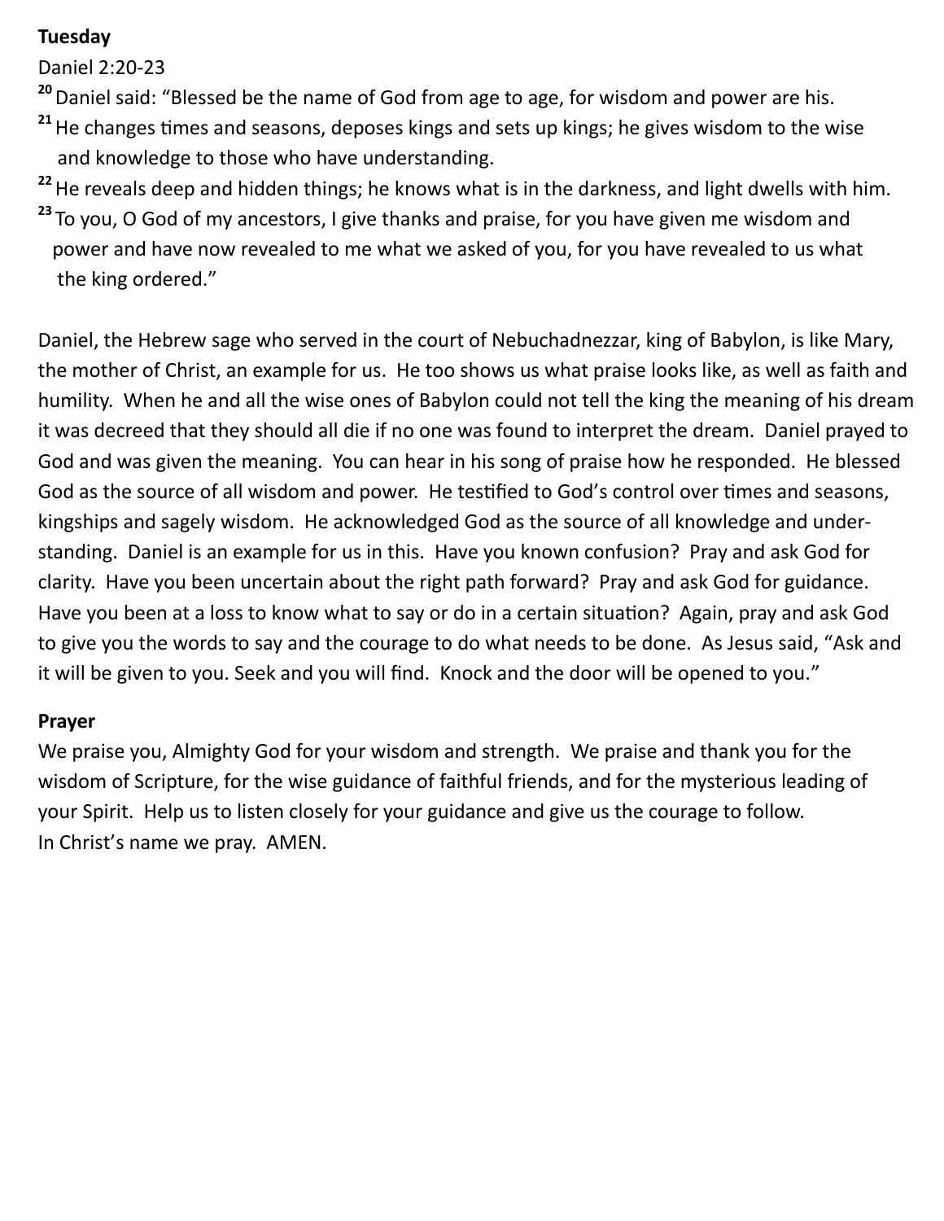**Tuesday**

Daniel 2:20-23

[20] Daniel said: "Blessed be the name of God from age to age, for wisdom and power are his.
[21] He changes times and seasons, deposes kings and sets up kings; he gives wisdom to the wise and knowledge to those who have understanding.
[22] He reveals deep and hidden things; he knows what is in the darkness, and light dwells with him.
[23] To you, O God of my ancestors, I give thanks and praise, for you have given me wisdom and power and have now revealed to me what we asked of you, for you have revealed to us what the king ordered."

Daniel, the Hebrew sage who served in the court of Nebuchadnezzar, king of Babylon, is like Mary, the mother of Christ, an example for us. He too shows us what praise looks like, as well as faith and humility. When he and all the wise ones of Babylon could not tell the king the meaning of his dream it was decreed that they should all die if no one was found to interpret the dream. Daniel prayed to God and was given the meaning. You can hear in his song of praise how he responded. He blessed God as the source of all wisdom and power. He testified to God's control over times and seasons, kingships and sagely wisdom. He acknowledged God as the source of all knowledge and understanding. Daniel is an example for us in this. Have you known confusion? Pray and ask God for clarity. Have you been uncertain about the right path forward? Pray and ask God for guidance. Have you been at a loss to know what to say or do in a certain situation? Again, pray and ask God to give you the words to say and the courage to do what needs to be done. As Jesus said, "Ask and it will be given to you. Seek and you will find. Knock and the door will be opened to you."

**Prayer**

We praise you, Almighty God for your wisdom and strength. We praise and thank you for the wisdom of Scripture, for the wise guidance of faithful friends, and for the mysterious leading of your Spirit. Help us to listen closely for your guidance and give us the courage to follow.
In Christ's name we pray. AMEN.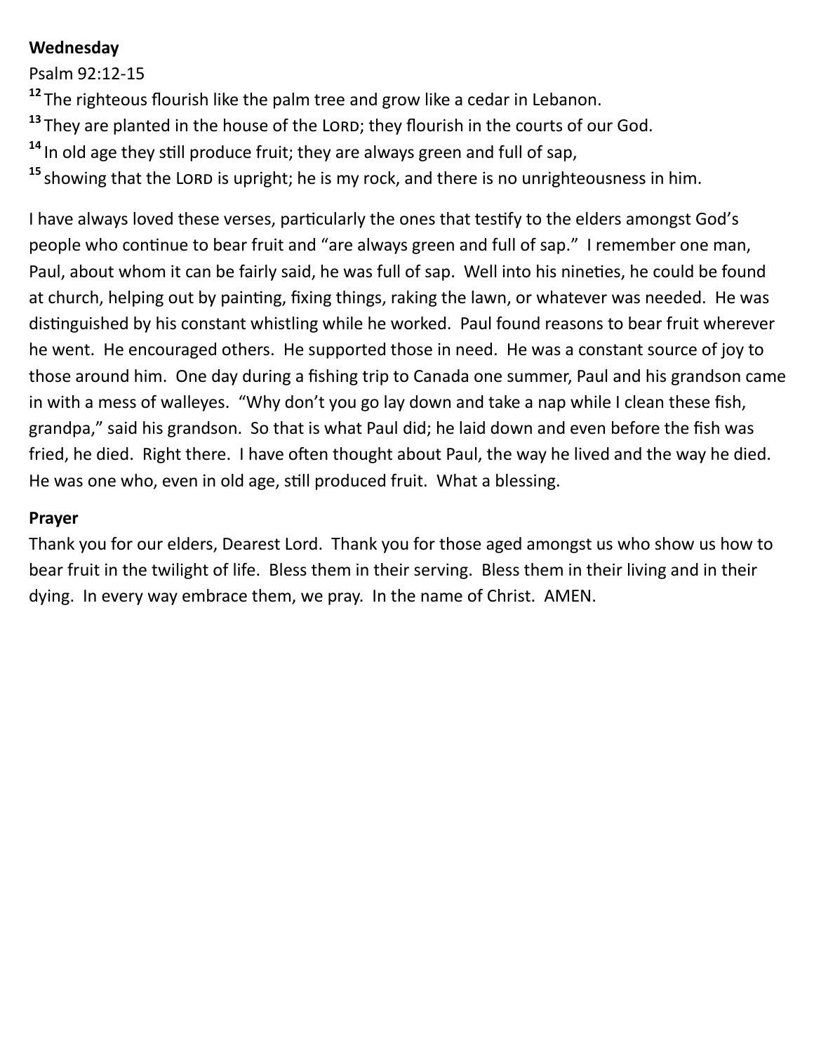**Wednesday**

Psalm 92:12-15

[12] The righteous flourish like the palm tree and grow like a cedar in Lebanon.
[13] They are planted in the house of the LORD; they flourish in the courts of our God.
[14] In old age they still produce fruit; they are always green and full of sap,
[15] showing that the LORD is upright; he is my rock, and there is no unrighteousness in him.

I have always loved these verses, particularly the ones that testify to the elders amongst God's people who continue to bear fruit and "are always green and full of sap." I remember one man, Paul, about whom it can be fairly said, he was full of sap. Well into his nineties, he could be found at church, helping out by painting, fixing things, raking the lawn, or whatever was needed. He was distinguished by his constant whistling while he worked. Paul found reasons to bear fruit wherever he went. He encouraged others. He supported those in need. He was a constant source of joy to those around him. One day during a fishing trip to Canada one summer, Paul and his grandson came in with a mess of walleyes. "Why don't you go lay down and take a nap while I clean these fish, grandpa," said his grandson. So that is what Paul did; he laid down and even before the fish was fried, he died. Right there. I have often thought about Paul, the way he lived and the way he died. He was one who, even in old age, still produced fruit. What a blessing.

**Prayer**

Thank you for our elders, Dearest Lord. Thank you for those aged amongst us who show us how to bear fruit in the twilight of life. Bless them in their serving. Bless them in their living and in their dying. In every way embrace them, we pray. In the name of Christ. AMEN.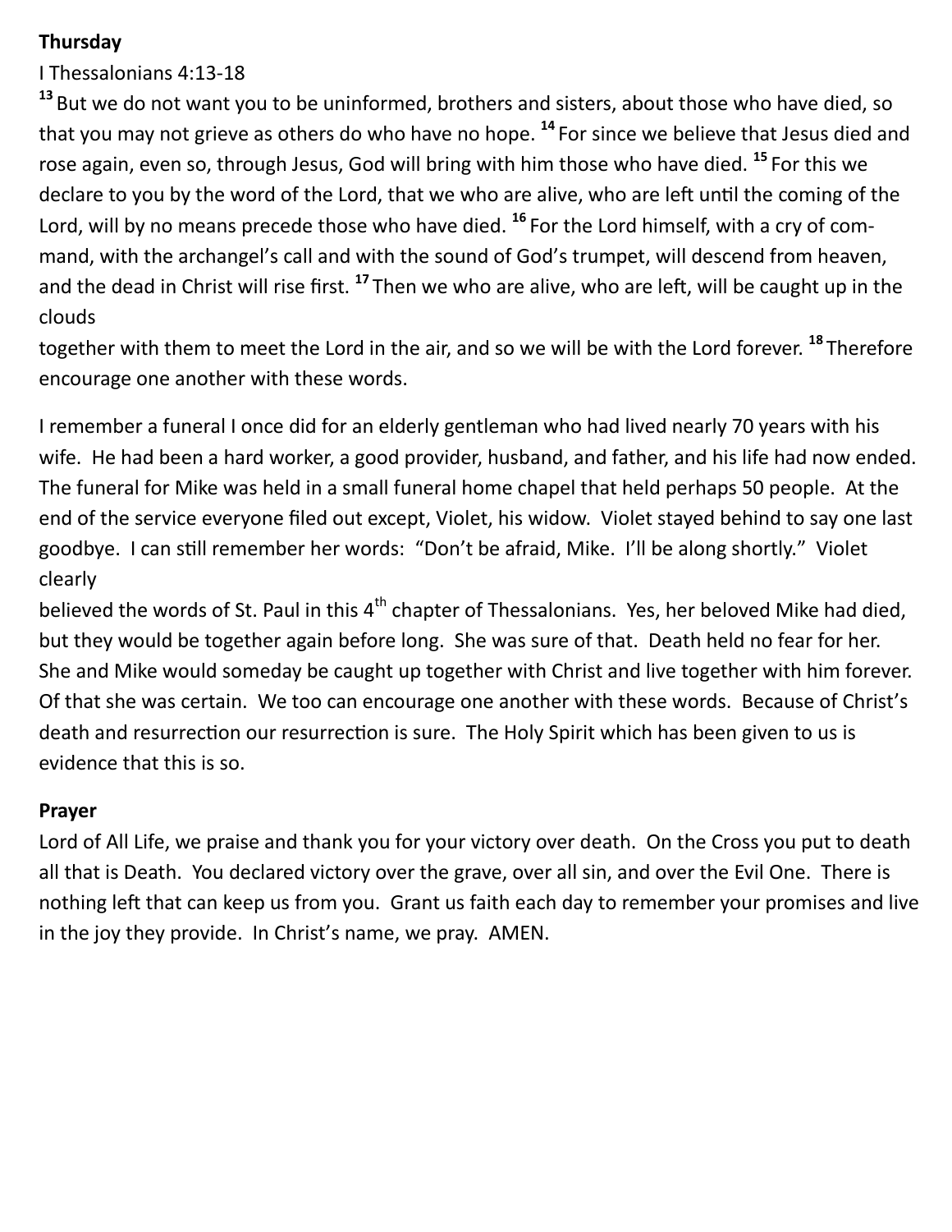**Thursday**

I Thessalonians 4:13-18

[13] But we do not want you to be uninformed, brothers and sisters, about those who have died, so that you may not grieve as others do who have no hope. [14] For since we believe that Jesus died and rose again, even so, through Jesus, God will bring with him those who have died. [15] For this we declare to you by the word of the Lord, that we who are alive, who are left until the coming of the Lord, will by no means precede those who have died. [16] For the Lord himself, with a cry of command, with the archangel's call and with the sound of God's trumpet, will descend from heaven, and the dead in Christ will rise first. [17] Then we who are alive, who are left, will be caught up in the clouds together with them to meet the Lord in the air, and so we will be with the Lord forever. [18] Therefore encourage one another with these words.

I remember a funeral I once did for an elderly gentleman who had lived nearly 70 years with his wife. He had been a hard worker, a good provider, husband, and father, and his life had now ended. The funeral for Mike was held in a small funeral home chapel that held perhaps 50 people. At the end of the service everyone filed out except, Violet, his widow. Violet stayed behind to say one last goodbye. I can still remember her words: "Don't be afraid, Mike. I'll be along shortly." Violet clearly believed the words of St. Paul in this 4th chapter of Thessalonians. Yes, her beloved Mike had died, but they would be together again before long. She was sure of that. Death held no fear for her. She and Mike would someday be caught up together with Christ and live together with him forever. Of that she was certain. We too can encourage one another with these words. Because of Christ's death and resurrection our resurrection is sure. The Holy Spirit which has been given to us is evidence that this is so.

**Prayer**

Lord of All Life, we praise and thank you for your victory over death. On the Cross you put to death all that is Death. You declared victory over the grave, over all sin, and over the Evil One. There is nothing left that can keep us from you. Grant us faith each day to remember your promises and live in the joy they provide. In Christ's name, we pray. AMEN.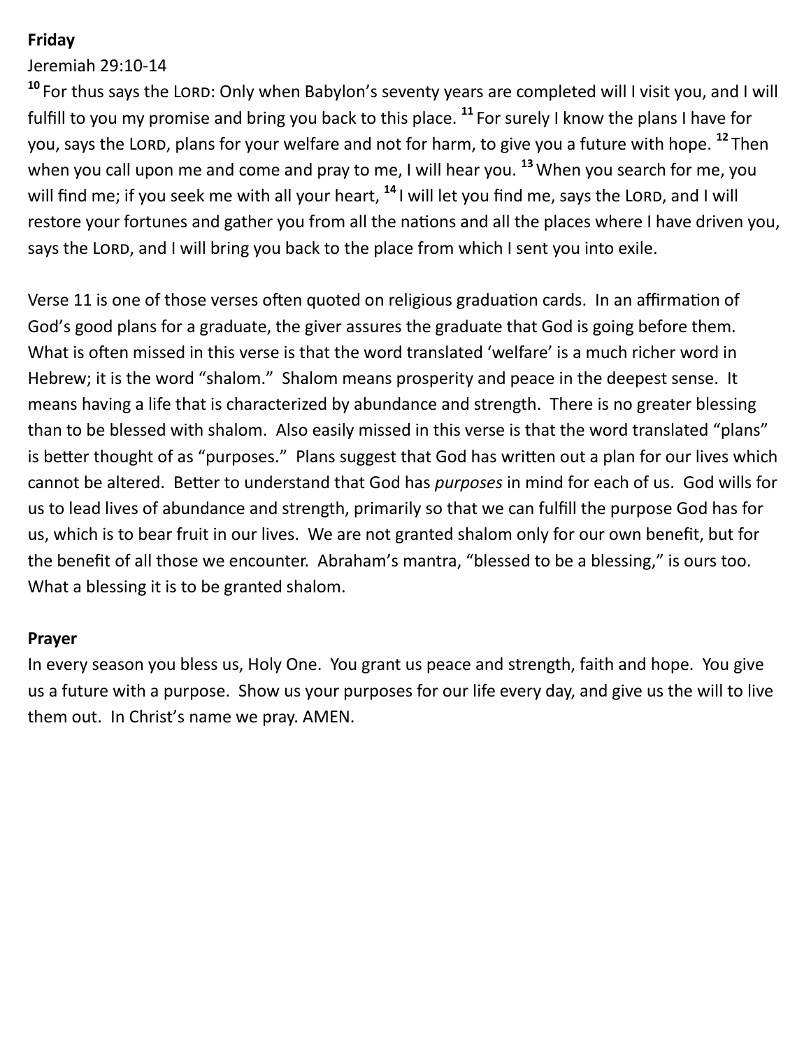**Friday**

Jeremiah 29:10-14

[10] For thus says the LORD: Only when Babylon's seventy years are completed will I visit you, and I will fulfill to you my promise and bring you back to this place. [11] For surely I know the plans I have for you, says the LORD, plans for your welfare and not for harm, to give you a future with hope. [12] Then when you call upon me and come and pray to me, I will hear you. [13] When you search for me, you will find me; if you seek me with all your heart, [14] I will let you find me, says the LORD, and I will restore your fortunes and gather you from all the nations and all the places where I have driven you, says the LORD, and I will bring you back to the place from which I sent you into exile.

Verse 11 is one of those verses often quoted on religious graduation cards. In an affirmation of God's good plans for a graduate, the giver assures the graduate that God is going before them. What is often missed in this verse is that the word translated 'welfare' is a much richer word in Hebrew; it is the word "shalom." Shalom means prosperity and peace in the deepest sense. It means having a life that is characterized by abundance and strength. There is no greater blessing than to be blessed with shalom. Also easily missed in this verse is that the word translated "plans" is better thought of as "purposes." Plans suggest that God has written out a plan for our lives which cannot be altered. Better to understand that God has *purposes* in mind for each of us. God wills for us to lead lives of abundance and strength, primarily so that we can fulfill the purpose God has for us, which is to bear fruit in our lives. We are not granted shalom only for our own benefit, but for the benefit of all those we encounter. Abraham's mantra, "blessed to be a blessing," is ours too. What a blessing it is to be granted shalom.

**Prayer**

In every season you bless us, Holy One. You grant us peace and strength, faith and hope. You give us a future with a purpose. Show us your purposes for our life every day, and give us the will to live them out. In Christ's name we pray. AMEN.